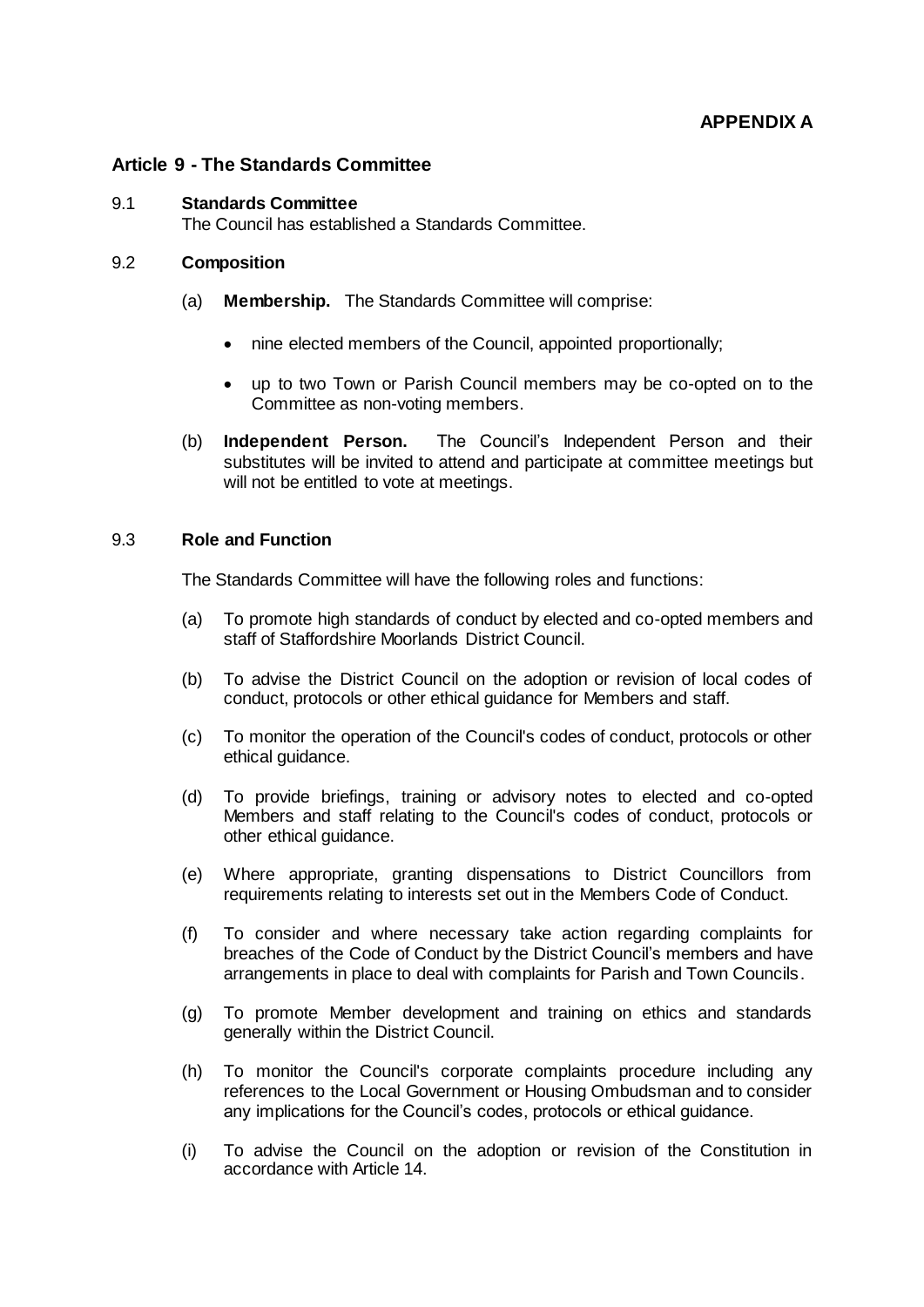**APPENDIX A**

## Article 9 - The Standards Committee

### 9.1 Standards Committee

The Council has established a Standards Committee.

### 9.2 Composition

(a) **Membership.** The Standards Committee will comprise:

- nine elected members of the Council, appointed proportionally;
- up to two Town or Parish Council members may be co-opted on to the Committee as non-voting members.

(b) **Independent Person.** The Council's Independent Person and their substitutes will be invited to attend and participate at committee meetings but will not be entitled to vote at meetings.

### 9.3 Role and Function

The Standards Committee will have the following roles and functions:

(a) To promote high standards of conduct by elected and co-opted members and staff of Staffordshire Moorlands District Council.

(b) To advise the District Council on the adoption or revision of local codes of conduct, protocols or other ethical guidance for Members and staff.

(c) To monitor the operation of the Council's codes of conduct, protocols or other ethical guidance.

(d) To provide briefings, training or advisory notes to elected and co-opted Members and staff relating to the Council's codes of conduct, protocols or other ethical guidance.

(e) Where appropriate, granting dispensations to District Councillors from requirements relating to interests set out in the Members Code of Conduct.

(f) To consider and where necessary take action regarding complaints for breaches of the Code of Conduct by the District Council's members and have arrangements in place to deal with complaints for Parish and Town Councils.

(g) To promote Member development and training on ethics and standards generally within the District Council.

(h) To monitor the Council's corporate complaints procedure including any references to the Local Government or Housing Ombudsman and to consider any implications for the Council's codes, protocols or ethical guidance.

(i) To advise the Council on the adoption or revision of the Constitution in accordance with Article 14.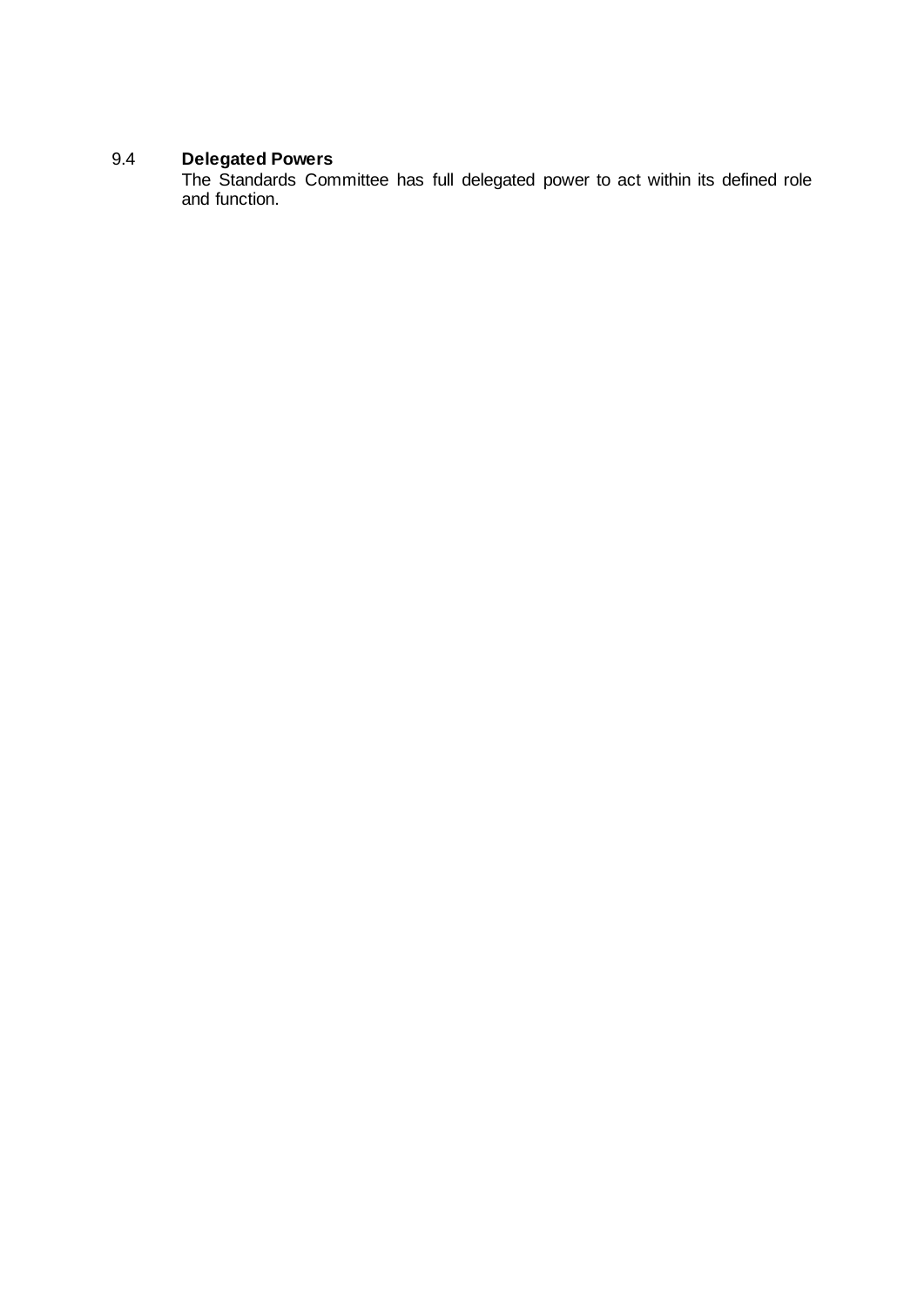9.4 **Delegated Powers**

The Standards Committee has full delegated power to act within its defined role and function.